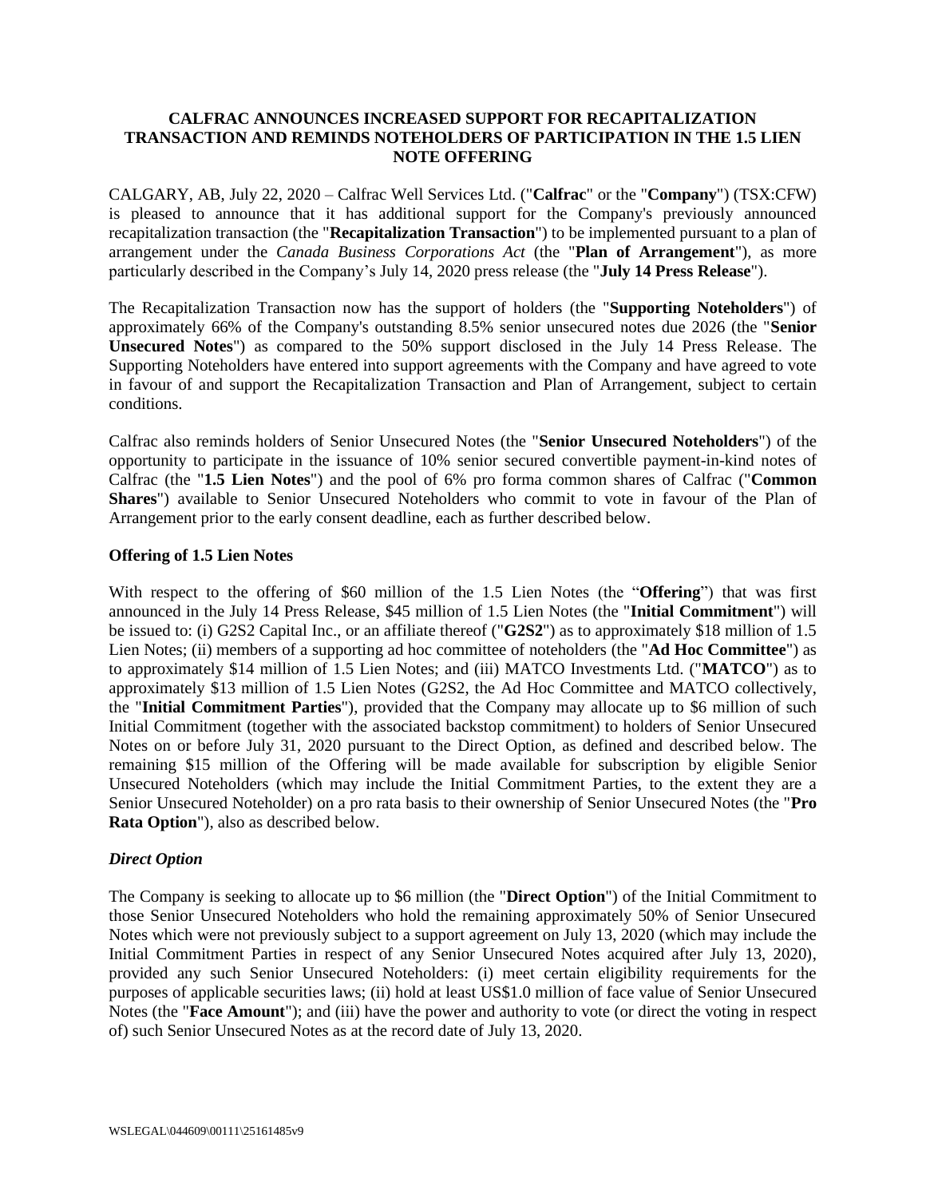# CALFRAC ANNOUNCES INCREASED SUPPORT FOR RECAPITALIZATION TRANSACTION AND REMINDS NOTEHOLDERS OF PARTICIPATION IN THE 1.5 LIEN NOTE OFFERING

CALGARY, AB, July 22, 2020 – Calfrac Well Services Ltd. ("**Calfrac**" or the "**Company**") (TSX:CFW) is pleased to announce that it has additional support for the Company's previously announced recapitalization transaction (the "**Recapitalization Transaction**") to be implemented pursuant to a plan of arrangement under the *Canada Business Corporations Act* (the "**Plan of Arrangement**"), as more particularly described in the Company's July 14, 2020 press release (the "**July 14 Press Release**").

The Recapitalization Transaction now has the support of holders (the "**Supporting Noteholders**") of approximately 66% of the Company's outstanding 8.5% senior unsecured notes due 2026 (the "**Senior Unsecured Notes**") as compared to the 50% support disclosed in the July 14 Press Release. The Supporting Noteholders have entered into support agreements with the Company and have agreed to vote in favour of and support the Recapitalization Transaction and Plan of Arrangement, subject to certain conditions.

Calfrac also reminds holders of Senior Unsecured Notes (the "**Senior Unsecured Noteholders**") of the opportunity to participate in the issuance of 10% senior secured convertible payment-in-kind notes of Calfrac (the "**1.5 Lien Notes**") and the pool of 6% pro forma common shares of Calfrac ("**Common Shares**") available to Senior Unsecured Noteholders who commit to vote in favour of the Plan of Arrangement prior to the early consent deadline, each as further described below.

### Offering of 1.5 Lien Notes

With respect to the offering of $60 million of the 1.5 Lien Notes (the "**Offering**") that was first announced in the July 14 Press Release, $45 million of 1.5 Lien Notes (the "**Initial Commitment**") will be issued to: (i) G2S2 Capital Inc., or an affiliate thereof ("**G2S2**") as to approximately $18 million of 1.5 Lien Notes; (ii) members of a supporting ad hoc committee of noteholders (the "**Ad Hoc Committee**") as to approximately $14 million of 1.5 Lien Notes; and (iii) MATCO Investments Ltd. ("**MATCO**") as to approximately $13 million of 1.5 Lien Notes (G2S2, the Ad Hoc Committee and MATCO collectively, the "**Initial Commitment Parties**"), provided that the Company may allocate up to $6 million of such Initial Commitment (together with the associated backstop commitment) to holders of Senior Unsecured Notes on or before July 31, 2020 pursuant to the Direct Option, as defined and described below. The remaining $15 million of the Offering will be made available for subscription by eligible Senior Unsecured Noteholders (which may include the Initial Commitment Parties, to the extent they are a Senior Unsecured Noteholder) on a pro rata basis to their ownership of Senior Unsecured Notes (the "**Pro Rata Option**"), also as described below.

#### *Direct Option*

The Company is seeking to allocate up to $6 million (the "**Direct Option**") of the Initial Commitment to those Senior Unsecured Noteholders who hold the remaining approximately 50% of Senior Unsecured Notes which were not previously subject to a support agreement on July 13, 2020 (which may include the Initial Commitment Parties in respect of any Senior Unsecured Notes acquired after July 13, 2020), provided any such Senior Unsecured Noteholders: (i) meet certain eligibility requirements for the purposes of applicable securities laws; (ii) hold at least US$1.0 million of face value of Senior Unsecured Notes (the "**Face Amount**"); and (iii) have the power and authority to vote (or direct the voting in respect of) such Senior Unsecured Notes as at the record date of July 13, 2020.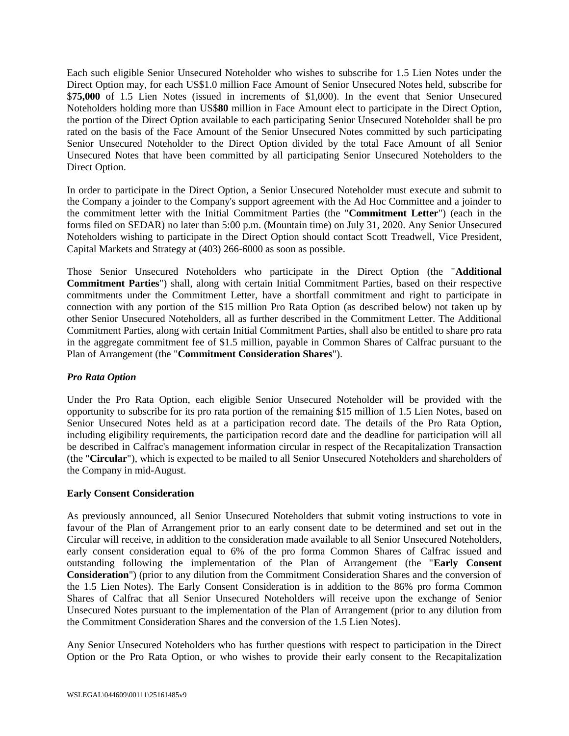Each such eligible Senior Unsecured Noteholder who wishes to subscribe for 1.5 Lien Notes under the Direct Option may, for each US$1.0 million Face Amount of Senior Unsecured Notes held, subscribe for $**75,000** of 1.5 Lien Notes (issued in increments of $1,000). In the event that Senior Unsecured Noteholders holding more than US$**80** million in Face Amount elect to participate in the Direct Option, the portion of the Direct Option available to each participating Senior Unsecured Noteholder shall be pro rated on the basis of the Face Amount of the Senior Unsecured Notes committed by such participating Senior Unsecured Noteholder to the Direct Option divided by the total Face Amount of all Senior Unsecured Notes that have been committed by all participating Senior Unsecured Noteholders to the Direct Option.

In order to participate in the Direct Option, a Senior Unsecured Noteholder must execute and submit to the Company a joinder to the Company's support agreement with the Ad Hoc Committee and a joinder to the commitment letter with the Initial Commitment Parties (the "**Commitment Letter**") (each in the forms filed on SEDAR) no later than 5:00 p.m. (Mountain time) on July 31, 2020. Any Senior Unsecured Noteholders wishing to participate in the Direct Option should contact Scott Treadwell, Vice President, Capital Markets and Strategy at (403) 266-6000 as soon as possible.

Those Senior Unsecured Noteholders who participate in the Direct Option (the "**Additional Commitment Parties**") shall, along with certain Initial Commitment Parties, based on their respective commitments under the Commitment Letter, have a shortfall commitment and right to participate in connection with any portion of the $15 million Pro Rata Option (as described below) not taken up by other Senior Unsecured Noteholders, all as further described in the Commitment Letter. The Additional Commitment Parties, along with certain Initial Commitment Parties, shall also be entitled to share pro rata in the aggregate commitment fee of $1.5 million, payable in Common Shares of Calfrac pursuant to the Plan of Arrangement (the "**Commitment Consideration Shares**").

***Pro Rata Option***

Under the Pro Rata Option, each eligible Senior Unsecured Noteholder will be provided with the opportunity to subscribe for its pro rata portion of the remaining $15 million of 1.5 Lien Notes, based on Senior Unsecured Notes held as at a participation record date. The details of the Pro Rata Option, including eligibility requirements, the participation record date and the deadline for participation will all be described in Calfrac's management information circular in respect of the Recapitalization Transaction (the "**Circular**"), which is expected to be mailed to all Senior Unsecured Noteholders and shareholders of the Company in mid-August.

**Early Consent Consideration**

As previously announced, all Senior Unsecured Noteholders that submit voting instructions to vote in favour of the Plan of Arrangement prior to an early consent date to be determined and set out in the Circular will receive, in addition to the consideration made available to all Senior Unsecured Noteholders, early consent consideration equal to 6% of the pro forma Common Shares of Calfrac issued and outstanding following the implementation of the Plan of Arrangement (the "**Early Consent Consideration**") (prior to any dilution from the Commitment Consideration Shares and the conversion of the 1.5 Lien Notes). The Early Consent Consideration is in addition to the 86% pro forma Common Shares of Calfrac that all Senior Unsecured Noteholders will receive upon the exchange of Senior Unsecured Notes pursuant to the implementation of the Plan of Arrangement (prior to any dilution from the Commitment Consideration Shares and the conversion of the 1.5 Lien Notes).

Any Senior Unsecured Noteholders who has further questions with respect to participation in the Direct Option or the Pro Rata Option, or who wishes to provide their early consent to the Recapitalization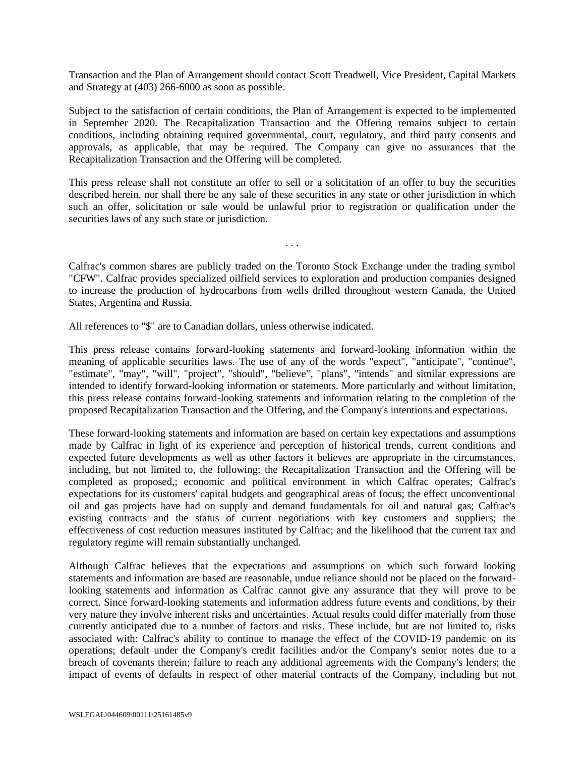Transaction and the Plan of Arrangement should contact Scott Treadwell, Vice President, Capital Markets and Strategy at (403) 266-6000 as soon as possible.

Subject to the satisfaction of certain conditions, the Plan of Arrangement is expected to be implemented in September 2020. The Recapitalization Transaction and the Offering remains subject to certain conditions, including obtaining required governmental, court, regulatory, and third party consents and approvals, as applicable, that may be required. The Company can give no assurances that the Recapitalization Transaction and the Offering will be completed.

This press release shall not constitute an offer to sell or a solicitation of an offer to buy the securities described herein, nor shall there be any sale of these securities in any state or other jurisdiction in which such an offer, solicitation or sale would be unlawful prior to registration or qualification under the securities laws of any such state or jurisdiction.

. . .

Calfrac's common shares are publicly traded on the Toronto Stock Exchange under the trading symbol "CFW". Calfrac provides specialized oilfield services to exploration and production companies designed to increase the production of hydrocarbons from wells drilled throughout western Canada, the United States, Argentina and Russia.

All references to "$" are to Canadian dollars, unless otherwise indicated.

This press release contains forward-looking statements and forward-looking information within the meaning of applicable securities laws. The use of any of the words "expect", "anticipate", "continue", "estimate", "may", "will", "project", "should", "believe", "plans", "intends" and similar expressions are intended to identify forward-looking information or statements. More particularly and without limitation, this press release contains forward-looking statements and information relating to the completion of the proposed Recapitalization Transaction and the Offering, and the Company's intentions and expectations.

These forward-looking statements and information are based on certain key expectations and assumptions made by Calfrac in light of its experience and perception of historical trends, current conditions and expected future developments as well as other factors it believes are appropriate in the circumstances, including, but not limited to, the following: the Recapitalization Transaction and the Offering will be completed as proposed,; economic and political environment in which Calfrac operates; Calfrac's expectations for its customers' capital budgets and geographical areas of focus; the effect unconventional oil and gas projects have had on supply and demand fundamentals for oil and natural gas; Calfrac's existing contracts and the status of current negotiations with key customers and suppliers; the effectiveness of cost reduction measures instituted by Calfrac; and the likelihood that the current tax and regulatory regime will remain substantially unchanged.

Although Calfrac believes that the expectations and assumptions on which such forward looking statements and information are based are reasonable, undue reliance should not be placed on the forward-looking statements and information as Calfrac cannot give any assurance that they will prove to be correct. Since forward-looking statements and information address future events and conditions, by their very nature they involve inherent risks and uncertainties. Actual results could differ materially from those currently anticipated due to a number of factors and risks. These include, but are not limited to, risks associated with: Calfrac's ability to continue to manage the effect of the COVID-19 pandemic on its operations; default under the Company's credit facilities and/or the Company's senior notes due to a breach of covenants therein; failure to reach any additional agreements with the Company's lenders; the impact of events of defaults in respect of other material contracts of the Company, including but not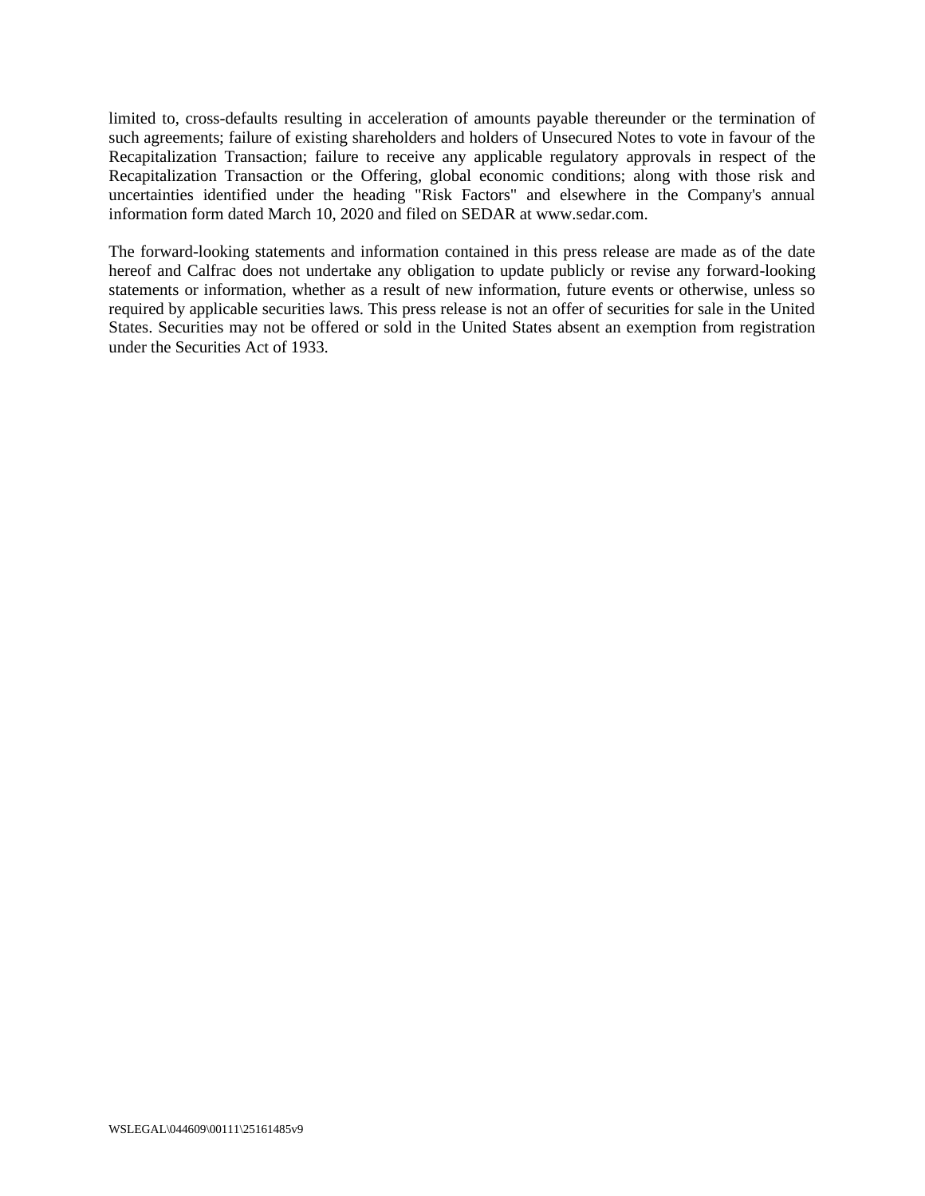limited to, cross-defaults resulting in acceleration of amounts payable thereunder or the termination of such agreements; failure of existing shareholders and holders of Unsecured Notes to vote in favour of the Recapitalization Transaction; failure to receive any applicable regulatory approvals in respect of the Recapitalization Transaction or the Offering, global economic conditions; along with those risk and uncertainties identified under the heading "Risk Factors" and elsewhere in the Company's annual information form dated March 10, 2020 and filed on SEDAR at www.sedar.com.

The forward-looking statements and information contained in this press release are made as of the date hereof and Calfrac does not undertake any obligation to update publicly or revise any forward-looking statements or information, whether as a result of new information, future events or otherwise, unless so required by applicable securities laws. This press release is not an offer of securities for sale in the United States. Securities may not be offered or sold in the United States absent an exemption from registration under the Securities Act of 1933.